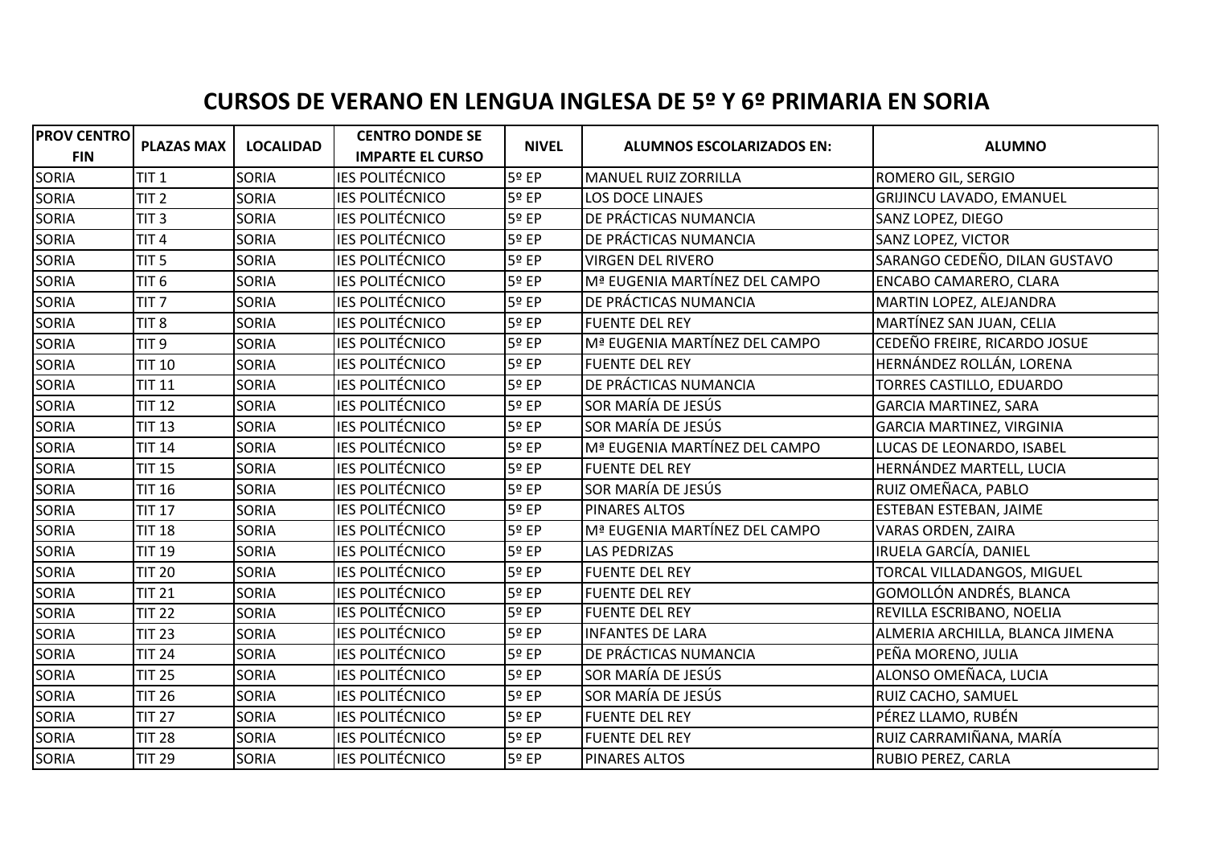# CURSOS DE VERANO EN LENGUA INGLESA DE 5º Y 6º PRIMARIA EN SORIA

| PROV CENTRO FIN | PLAZAS MAX | LOCALIDAD | CENTRO DONDE SE IMPARTE EL CURSO | NIVEL | ALUMNOS ESCOLARIZADOS EN: | ALUMNO |
|---|---|---|---|---|---|---|
| SORIA | TIT 1 | SORIA | IES POLITÉCNICO | 5º EP | MANUEL RUIZ ZORRILLA | ROMERO GIL, SERGIO |
| SORIA | TIT 2 | SORIA | IES POLITÉCNICO | 5º EP | LOS DOCE LINAJES | GRIJINCU LAVADO, EMANUEL |
| SORIA | TIT 3 | SORIA | IES POLITÉCNICO | 5º EP | DE PRÁCTICAS NUMANCIA | SANZ LOPEZ, DIEGO |
| SORIA | TIT 4 | SORIA | IES POLITÉCNICO | 5º EP | DE PRÁCTICAS NUMANCIA | SANZ LOPEZ, VICTOR |
| SORIA | TIT 5 | SORIA | IES POLITÉCNICO | 5º EP | VIRGEN DEL RIVERO | SARANGO CEDEÑO, DILAN GUSTAVO |
| SORIA | TIT 6 | SORIA | IES POLITÉCNICO | 5º EP | Mª EUGENIA MARTÍNEZ DEL CAMPO | ENCABO CAMARERO, CLARA |
| SORIA | TIT 7 | SORIA | IES POLITÉCNICO | 5º EP | DE PRÁCTICAS NUMANCIA | MARTIN LOPEZ, ALEJANDRA |
| SORIA | TIT 8 | SORIA | IES POLITÉCNICO | 5º EP | FUENTE DEL REY | MARTÍNEZ SAN JUAN, CELIA |
| SORIA | TIT 9 | SORIA | IES POLITÉCNICO | 5º EP | Mª EUGENIA MARTÍNEZ DEL CAMPO | CEDEÑO FREIRE, RICARDO JOSUE |
| SORIA | TIT 10 | SORIA | IES POLITÉCNICO | 5º EP | FUENTE DEL REY | HERNÁNDEZ ROLLÁN, LORENA |
| SORIA | TIT 11 | SORIA | IES POLITÉCNICO | 5º EP | DE PRÁCTICAS NUMANCIA | TORRES CASTILLO, EDUARDO |
| SORIA | TIT 12 | SORIA | IES POLITÉCNICO | 5º EP | SOR MARÍA DE JESÚS | GARCIA MARTINEZ, SARA |
| SORIA | TIT 13 | SORIA | IES POLITÉCNICO | 5º EP | SOR MARÍA DE JESÚS | GARCIA MARTINEZ, VIRGINIA |
| SORIA | TIT 14 | SORIA | IES POLITÉCNICO | 5º EP | Mª EUGENIA MARTÍNEZ DEL CAMPO | LUCAS DE LEONARDO, ISABEL |
| SORIA | TIT 15 | SORIA | IES POLITÉCNICO | 5º EP | FUENTE DEL REY | HERNÁNDEZ MARTELL, LUCIA |
| SORIA | TIT 16 | SORIA | IES POLITÉCNICO | 5º EP | SOR MARÍA DE JESÚS | RUIZ OMEÑACA, PABLO |
| SORIA | TIT 17 | SORIA | IES POLITÉCNICO | 5º EP | PINARES ALTOS | ESTEBAN ESTEBAN, JAIME |
| SORIA | TIT 18 | SORIA | IES POLITÉCNICO | 5º EP | Mª EUGENIA MARTÍNEZ DEL CAMPO | VARAS ORDEN, ZAIRA |
| SORIA | TIT 19 | SORIA | IES POLITÉCNICO | 5º EP | LAS PEDRIZAS | IRUELA GARCÍA, DANIEL |
| SORIA | TIT 20 | SORIA | IES POLITÉCNICO | 5º EP | FUENTE DEL REY | TORCAL VILLADANGOS, MIGUEL |
| SORIA | TIT 21 | SORIA | IES POLITÉCNICO | 5º EP | FUENTE DEL REY | GOMOLLÓN ANDRÉS, BLANCA |
| SORIA | TIT 22 | SORIA | IES POLITÉCNICO | 5º EP | FUENTE DEL REY | REVILLA ESCRIBANO, NOELIA |
| SORIA | TIT 23 | SORIA | IES POLITÉCNICO | 5º EP | INFANTES DE LARA | ALMERIA ARCHILLA, BLANCA JIMENA |
| SORIA | TIT 24 | SORIA | IES POLITÉCNICO | 5º EP | DE PRÁCTICAS NUMANCIA | PEÑA MORENO, JULIA |
| SORIA | TIT 25 | SORIA | IES POLITÉCNICO | 5º EP | SOR MARÍA DE JESÚS | ALONSO OMEÑACA, LUCIA |
| SORIA | TIT 26 | SORIA | IES POLITÉCNICO | 5º EP | SOR MARÍA DE JESÚS | RUIZ CACHO, SAMUEL |
| SORIA | TIT 27 | SORIA | IES POLITÉCNICO | 5º EP | FUENTE DEL REY | PÉREZ LLAMO, RUBÉN |
| SORIA | TIT 28 | SORIA | IES POLITÉCNICO | 5º EP | FUENTE DEL REY | RUIZ CARRAMIÑANA, MARÍA |
| SORIA | TIT 29 | SORIA | IES POLITÉCNICO | 5º EP | PINARES ALTOS | RUBIO PEREZ, CARLA |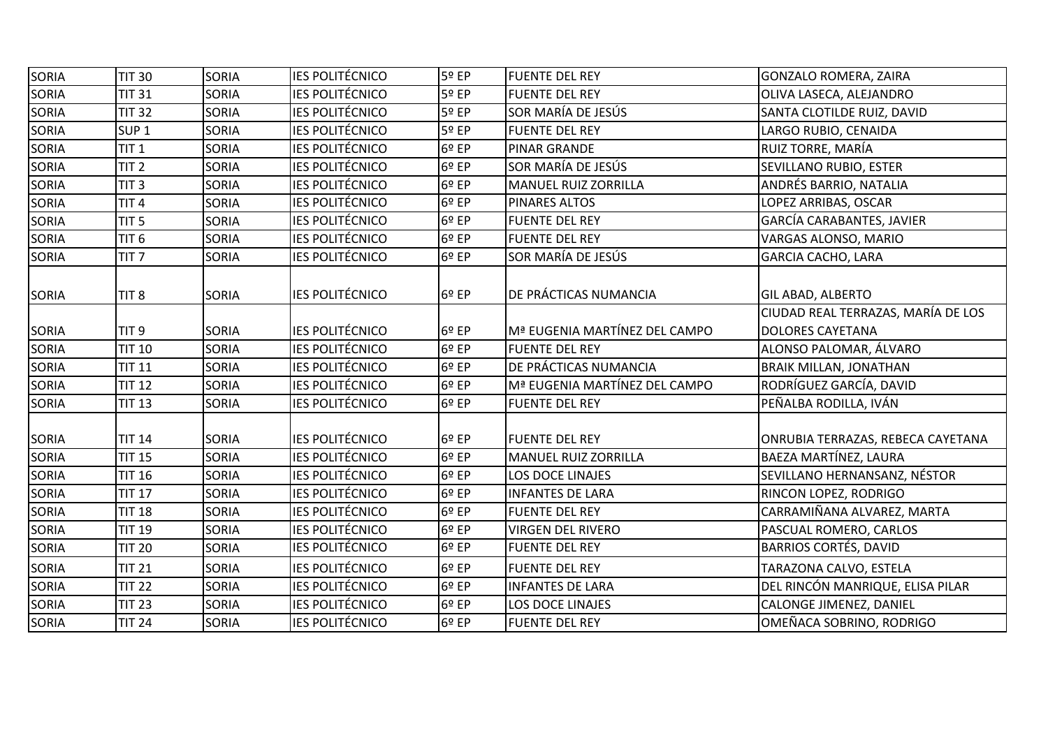| SORIA | TIT 30 | SORIA | IES POLITÉCNICO | 5º EP | FUENTE DEL REY | GONZALO ROMERA, ZAIRA |
|---|---|---|---|---|---|---|
| SORIA | TIT 31 | SORIA | IES POLITÉCNICO | 5º EP | FUENTE DEL REY | OLIVA LASECA, ALEJANDRO |
| SORIA | TIT 32 | SORIA | IES POLITÉCNICO | 5º EP | SOR MARÍA DE JESÚS | SANTA CLOTILDE RUIZ, DAVID |
| SORIA | SUP 1 | SORIA | IES POLITÉCNICO | 5º EP | FUENTE DEL REY | LARGO RUBIO, CENAIDA |
| SORIA | TIT 1 | SORIA | IES POLITÉCNICO | 6º EP | PINAR GRANDE | RUIZ TORRE, MARÍA |
| SORIA | TIT 2 | SORIA | IES POLITÉCNICO | 6º EP | SOR MARÍA DE JESÚS | SEVILLANO RUBIO, ESTER |
| SORIA | TIT 3 | SORIA | IES POLITÉCNICO | 6º EP | MANUEL RUIZ ZORRILLA | ANDRÉS BARRIO, NATALIA |
| SORIA | TIT 4 | SORIA | IES POLITÉCNICO | 6º EP | PINARES ALTOS | LOPEZ ARRIBAS, OSCAR |
| SORIA | TIT 5 | SORIA | IES POLITÉCNICO | 6º EP | FUENTE DEL REY | GARCÍA CARABANTES, JAVIER |
| SORIA | TIT 6 | SORIA | IES POLITÉCNICO | 6º EP | FUENTE DEL REY | VARGAS ALONSO, MARIO |
| SORIA | TIT 7 | SORIA | IES POLITÉCNICO | 6º EP | SOR MARÍA DE JESÚS | GARCIA CACHO, LARA |
| SORIA | TIT 8 | SORIA | IES POLITÉCNICO | 6º EP | DE PRÁCTICAS NUMANCIA | GIL ABAD, ALBERTO |
| SORIA | TIT 9 | SORIA | IES POLITÉCNICO | 6º EP | Mª EUGENIA MARTÍNEZ DEL CAMPO | CIUDAD REAL TERRAZAS, MARÍA DE LOS DOLORES CAYETANA |
| SORIA | TIT 10 | SORIA | IES POLITÉCNICO | 6º EP | FUENTE DEL REY | ALONSO PALOMAR, ÁLVARO |
| SORIA | TIT 11 | SORIA | IES POLITÉCNICO | 6º EP | DE PRÁCTICAS NUMANCIA | BRAIK MILLAN, JONATHAN |
| SORIA | TIT 12 | SORIA | IES POLITÉCNICO | 6º EP | Mª EUGENIA MARTÍNEZ DEL CAMPO | RODRÍGUEZ GARCÍA, DAVID |
| SORIA | TIT 13 | SORIA | IES POLITÉCNICO | 6º EP | FUENTE DEL REY | PEÑALBA RODILLA, IVÁN |
| SORIA | TIT 14 | SORIA | IES POLITÉCNICO | 6º EP | FUENTE DEL REY | ONRUBIA TERRAZAS, REBECA CAYETANA |
| SORIA | TIT 15 | SORIA | IES POLITÉCNICO | 6º EP | MANUEL RUIZ ZORRILLA | BAEZA MARTÍNEZ, LAURA |
| SORIA | TIT 16 | SORIA | IES POLITÉCNICO | 6º EP | LOS DOCE LINAJES | SEVILLANO HERNANSANZ, NÉSTOR |
| SORIA | TIT 17 | SORIA | IES POLITÉCNICO | 6º EP | INFANTES DE LARA | RINCON LOPEZ, RODRIGO |
| SORIA | TIT 18 | SORIA | IES POLITÉCNICO | 6º EP | FUENTE DEL REY | CARRAMIÑANA ALVAREZ, MARTA |
| SORIA | TIT 19 | SORIA | IES POLITÉCNICO | 6º EP | VIRGEN DEL RIVERO | PASCUAL ROMERO, CARLOS |
| SORIA | TIT 20 | SORIA | IES POLITÉCNICO | 6º EP | FUENTE DEL REY | BARRIOS CORTÉS, DAVID |
| SORIA | TIT 21 | SORIA | IES POLITÉCNICO | 6º EP | FUENTE DEL REY | TARAZONA CALVO, ESTELA |
| SORIA | TIT 22 | SORIA | IES POLITÉCNICO | 6º EP | INFANTES DE LARA | DEL RINCÓN MANRIQUE, ELISA PILAR |
| SORIA | TIT 23 | SORIA | IES POLITÉCNICO | 6º EP | LOS DOCE LINAJES | CALONGE JIMENEZ, DANIEL |
| SORIA | TIT 24 | SORIA | IES POLITÉCNICO | 6º EP | FUENTE DEL REY | OMEÑACA SOBRINO, RODRIGO |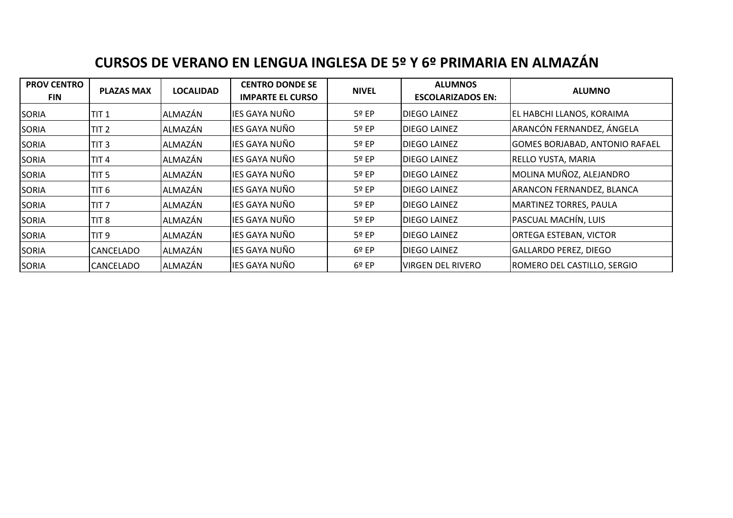# CURSOS DE VERANO EN LENGUA INGLESA DE 5º Y 6º PRIMARIA EN ALMAZÁN

| PROV CENTRO FIN | PLAZAS MAX | LOCALIDAD | CENTRO DONDE SE IMPARTE EL CURSO | NIVEL | ALUMNOS ESCOLARIZADOS EN: | ALUMNO |
|---|---|---|---|---|---|---|
| SORIA | TIT 1 | ALMAZÁN | IES GAYA NUÑO | 5º EP | DIEGO LAINEZ | EL HABCHI LLANOS, KORAIMA |
| SORIA | TIT 2 | ALMAZÁN | IES GAYA NUÑO | 5º EP | DIEGO LAINEZ | ARANCÓN FERNANDEZ, ÁNGELA |
| SORIA | TIT 3 | ALMAZÁN | IES GAYA NUÑO | 5º EP | DIEGO LAINEZ | GOMES BORJABAD, ANTONIO RAFAEL |
| SORIA | TIT 4 | ALMAZÁN | IES GAYA NUÑO | 5º EP | DIEGO LAINEZ | RELLO YUSTA, MARIA |
| SORIA | TIT 5 | ALMAZÁN | IES GAYA NUÑO | 5º EP | DIEGO LAINEZ | MOLINA MUÑOZ, ALEJANDRO |
| SORIA | TIT 6 | ALMAZÁN | IES GAYA NUÑO | 5º EP | DIEGO LAINEZ | ARANCON FERNANDEZ, BLANCA |
| SORIA | TIT 7 | ALMAZÁN | IES GAYA NUÑO | 5º EP | DIEGO LAINEZ | MARTINEZ TORRES, PAULA |
| SORIA | TIT 8 | ALMAZÁN | IES GAYA NUÑO | 5º EP | DIEGO LAINEZ | PASCUAL MACHÍN, LUIS |
| SORIA | TIT 9 | ALMAZÁN | IES GAYA NUÑO | 5º EP | DIEGO LAINEZ | ORTEGA ESTEBAN, VICTOR |
| SORIA | CANCELADO | ALMAZÁN | IES GAYA NUÑO | 6º EP | DIEGO LAINEZ | GALLARDO PEREZ, DIEGO |
| SORIA | CANCELADO | ALMAZÁN | IES GAYA NUÑO | 6º EP | VIRGEN DEL RIVERO | ROMERO DEL CASTILLO, SERGIO |